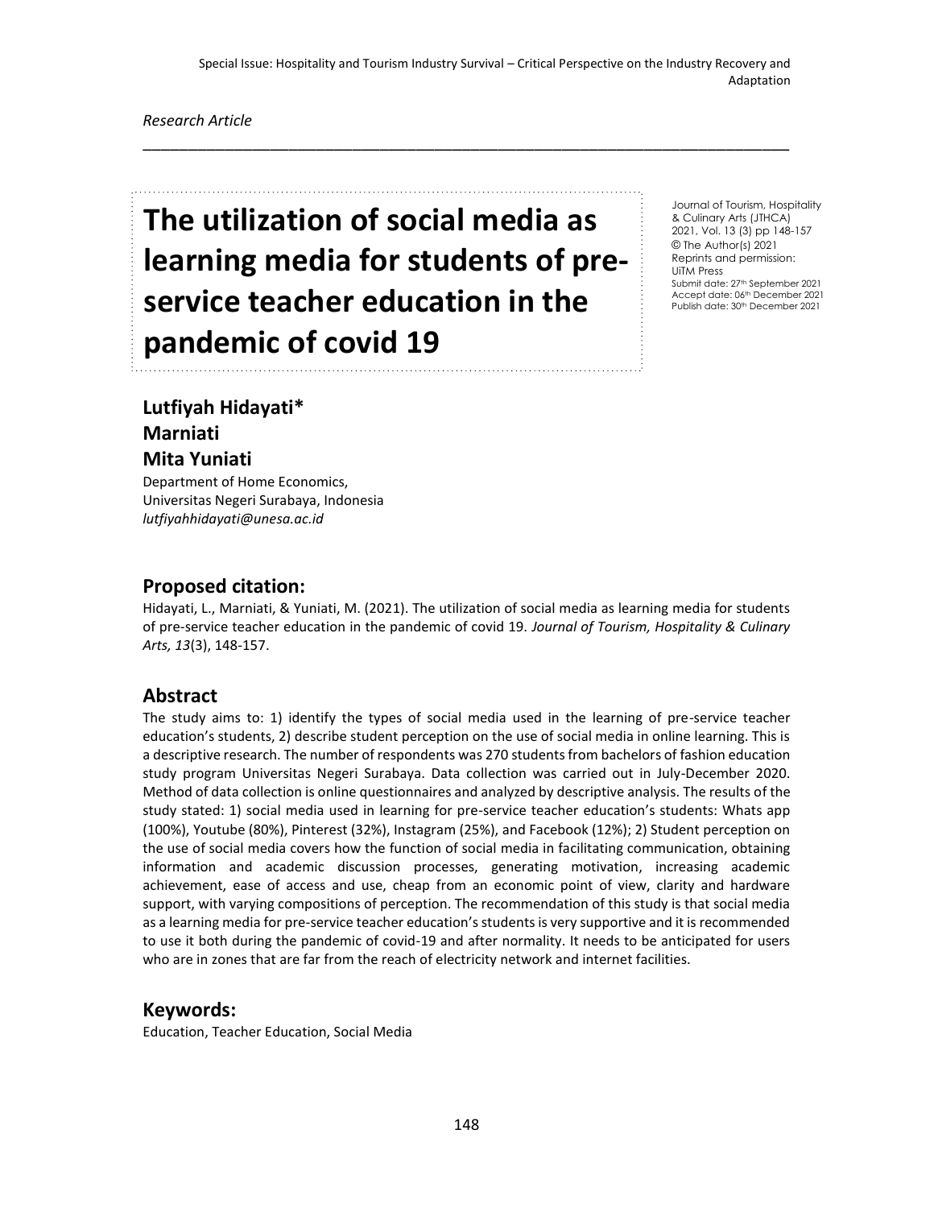Special Issue: Hospitality and Tourism Industry Survival – Critical Perspective on the Industry Recovery and Adaptation

*Research Article*

# The utilization of social media as learning media for students of pre-service teacher education in the pandemic of covid 19

Journal of Tourism, Hospitality & Culinary Arts (JTHCA)
2021, Vol. 13 (3) pp 148-157
© The Author(s) 2021
Reprints and permission: UiTM Press
Submit date: 27th September 2021
Accept date: 06th December 2021
Publish date: 30th December 2021

**Lutfiyah Hidayati\***
**Marniati**
**Mita Yuniati**

Department of Home Economics,
Universitas Negeri Surabaya, Indonesia
*lutfiyahhidayati@unesa.ac.id*

## Proposed citation:

Hidayati, L., Marniati, & Yuniati, M. (2021). The utilization of social media as learning media for students of pre-service teacher education in the pandemic of covid 19. *Journal of Tourism, Hospitality & Culinary Arts, 13*(3), 148-157.

## Abstract

The study aims to: 1) identify the types of social media used in the learning of pre-service teacher education's students, 2) describe student perception on the use of social media in online learning. This is a descriptive research. The number of respondents was 270 students from bachelors of fashion education study program Universitas Negeri Surabaya. Data collection was carried out in July-December 2020. Method of data collection is online questionnaires and analyzed by descriptive analysis. The results of the study stated: 1) social media used in learning for pre-service teacher education's students: Whats app (100%), Youtube (80%), Pinterest (32%), Instagram (25%), and Facebook (12%); 2) Student perception on the use of social media covers how the function of social media in facilitating communication, obtaining information and academic discussion processes, generating motivation, increasing academic achievement, ease of access and use, cheap from an economic point of view, clarity and hardware support, with varying compositions of perception. The recommendation of this study is that social media as a learning media for pre-service teacher education's students is very supportive and it is recommended to use it both during the pandemic of covid-19 and after normality. It needs to be anticipated for users who are in zones that are far from the reach of electricity network and internet facilities.

## Keywords:

Education, Teacher Education, Social Media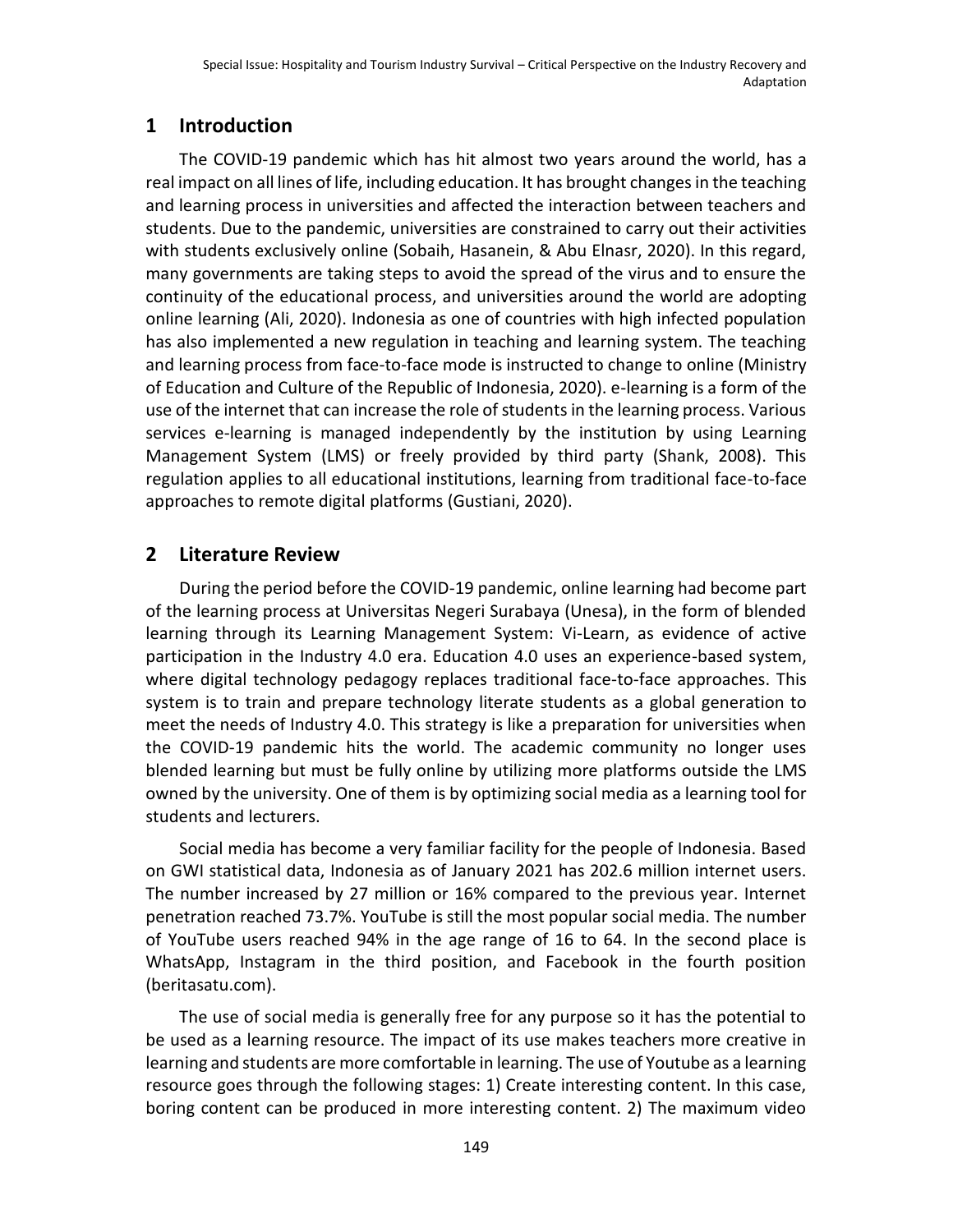## 1 Introduction

The COVID-19 pandemic which has hit almost two years around the world, has a real impact on all lines of life, including education. It has brought changes in the teaching and learning process in universities and affected the interaction between teachers and students. Due to the pandemic, universities are constrained to carry out their activities with students exclusively online (Sobaih, Hasanein, & Abu Elnasr, 2020). In this regard, many governments are taking steps to avoid the spread of the virus and to ensure the continuity of the educational process, and universities around the world are adopting online learning (Ali, 2020). Indonesia as one of countries with high infected population has also implemented a new regulation in teaching and learning system. The teaching and learning process from face-to-face mode is instructed to change to online (Ministry of Education and Culture of the Republic of Indonesia, 2020). e-learning is a form of the use of the internet that can increase the role of students in the learning process. Various services e-learning is managed independently by the institution by using Learning Management System (LMS) or freely provided by third party (Shank, 2008). This regulation applies to all educational institutions, learning from traditional face-to-face approaches to remote digital platforms (Gustiani, 2020).

## 2 Literature Review

During the period before the COVID-19 pandemic, online learning had become part of the learning process at Universitas Negeri Surabaya (Unesa), in the form of blended learning through its Learning Management System: Vi-Learn, as evidence of active participation in the Industry 4.0 era. Education 4.0 uses an experience-based system, where digital technology pedagogy replaces traditional face-to-face approaches. This system is to train and prepare technology literate students as a global generation to meet the needs of Industry 4.0. This strategy is like a preparation for universities when the COVID-19 pandemic hits the world. The academic community no longer uses blended learning but must be fully online by utilizing more platforms outside the LMS owned by the university. One of them is by optimizing social media as a learning tool for students and lecturers.

Social media has become a very familiar facility for the people of Indonesia. Based on GWI statistical data, Indonesia as of January 2021 has 202.6 million internet users. The number increased by 27 million or 16% compared to the previous year. Internet penetration reached 73.7%. YouTube is still the most popular social media. The number of YouTube users reached 94% in the age range of 16 to 64. In the second place is WhatsApp, Instagram in the third position, and Facebook in the fourth position (beritasatu.com).

The use of social media is generally free for any purpose so it has the potential to be used as a learning resource. The impact of its use makes teachers more creative in learning and students are more comfortable in learning. The use of Youtube as a learning resource goes through the following stages: 1) Create interesting content. In this case, boring content can be produced in more interesting content. 2) The maximum video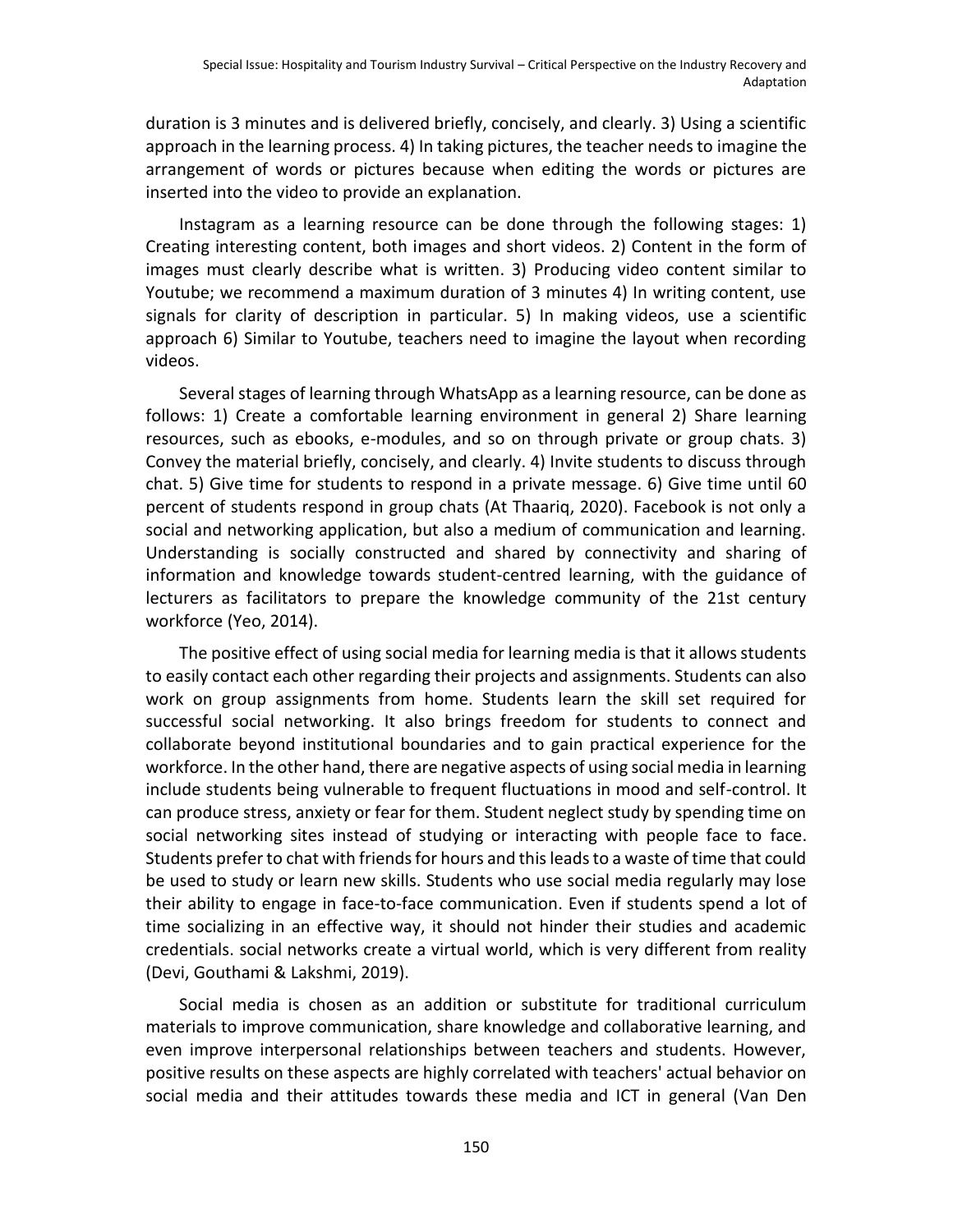duration is 3 minutes and is delivered briefly, concisely, and clearly. 3) Using a scientific approach in the learning process. 4) In taking pictures, the teacher needs to imagine the arrangement of words or pictures because when editing the words or pictures are inserted into the video to provide an explanation.

Instagram as a learning resource can be done through the following stages: 1) Creating interesting content, both images and short videos. 2) Content in the form of images must clearly describe what is written. 3) Producing video content similar to Youtube; we recommend a maximum duration of 3 minutes 4) In writing content, use signals for clarity of description in particular. 5) In making videos, use a scientific approach 6) Similar to Youtube, teachers need to imagine the layout when recording videos.

Several stages of learning through WhatsApp as a learning resource, can be done as follows: 1) Create a comfortable learning environment in general 2) Share learning resources, such as ebooks, e-modules, and so on through private or group chats. 3) Convey the material briefly, concisely, and clearly. 4) Invite students to discuss through chat. 5) Give time for students to respond in a private message. 6) Give time until 60 percent of students respond in group chats (At Thaariq, 2020). Facebook is not only a social and networking application, but also a medium of communication and learning. Understanding is socially constructed and shared by connectivity and sharing of information and knowledge towards student-centred learning, with the guidance of lecturers as facilitators to prepare the knowledge community of the 21st century workforce (Yeo, 2014).

The positive effect of using social media for learning media is that it allows students to easily contact each other regarding their projects and assignments. Students can also work on group assignments from home. Students learn the skill set required for successful social networking. It also brings freedom for students to connect and collaborate beyond institutional boundaries and to gain practical experience for the workforce. In the other hand, there are negative aspects of using social media in learning include students being vulnerable to frequent fluctuations in mood and self-control. It can produce stress, anxiety or fear for them. Student neglect study by spending time on social networking sites instead of studying or interacting with people face to face. Students prefer to chat with friends for hours and this leads to a waste of time that could be used to study or learn new skills. Students who use social media regularly may lose their ability to engage in face-to-face communication. Even if students spend a lot of time socializing in an effective way, it should not hinder their studies and academic credentials. social networks create a virtual world, which is very different from reality (Devi, Gouthami & Lakshmi, 2019).

Social media is chosen as an addition or substitute for traditional curriculum materials to improve communication, share knowledge and collaborative learning, and even improve interpersonal relationships between teachers and students. However, positive results on these aspects are highly correlated with teachers' actual behavior on social media and their attitudes towards these media and ICT in general (Van Den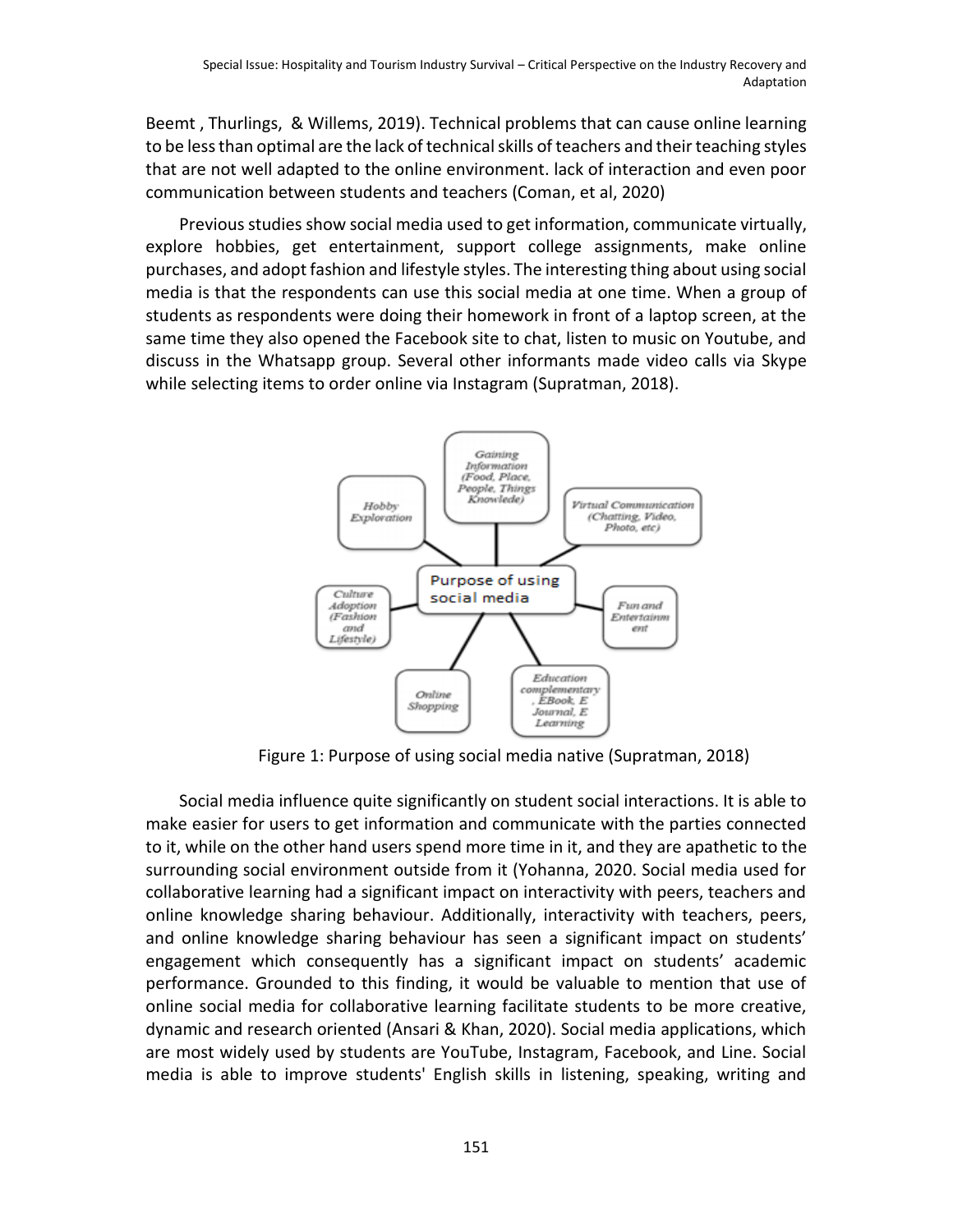Beemt , Thurlings, & Willems, 2019). Technical problems that can cause online learning to be less than optimal are the lack of technical skills of teachers and their teaching styles that are not well adapted to the online environment. lack of interaction and even poor communication between students and teachers (Coman, et al, 2020)

Previous studies show social media used to get information, communicate virtually, explore hobbies, get entertainment, support college assignments, make online purchases, and adopt fashion and lifestyle styles. The interesting thing about using social media is that the respondents can use this social media at one time. When a group of students as respondents were doing their homework in front of a laptop screen, at the same time they also opened the Facebook site to chat, listen to music on Youtube, and discuss in the Whatsapp group. Several other informants made video calls via Skype while selecting items to order online via Instagram (Supratman, 2018).

Figure 1: Purpose of using social media native (Supratman, 2018)

Social media influence quite significantly on student social interactions. It is able to make easier for users to get information and communicate with the parties connected to it, while on the other hand users spend more time in it, and they are apathetic to the surrounding social environment outside from it (Yohanna, 2020. Social media used for collaborative learning had a significant impact on interactivity with peers, teachers and online knowledge sharing behaviour. Additionally, interactivity with teachers, peers, and online knowledge sharing behaviour has seen a significant impact on students' engagement which consequently has a significant impact on students' academic performance. Grounded to this finding, it would be valuable to mention that use of online social media for collaborative learning facilitate students to be more creative, dynamic and research oriented (Ansari & Khan, 2020). Social media applications, which are most widely used by students are YouTube, Instagram, Facebook, and Line. Social media is able to improve students' English skills in listening, speaking, writing and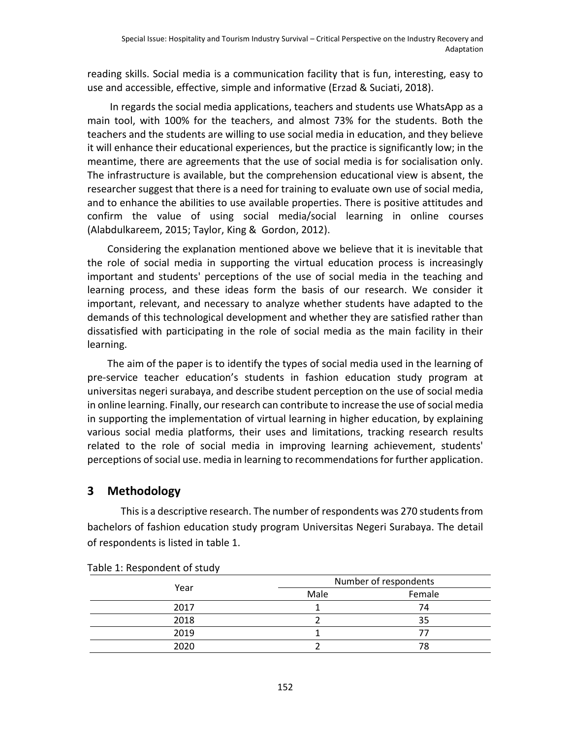reading skills. Social media is a communication facility that is fun, interesting, easy to use and accessible, effective, simple and informative (Erzad & Suciati, 2018).

In regards the social media applications, teachers and students use WhatsApp as a main tool, with 100% for the teachers, and almost 73% for the students. Both the teachers and the students are willing to use social media in education, and they believe it will enhance their educational experiences, but the practice is significantly low; in the meantime, there are agreements that the use of social media is for socialisation only. The infrastructure is available, but the comprehension educational view is absent, the researcher suggest that there is a need for training to evaluate own use of social media, and to enhance the abilities to use available properties. There is positive attitudes and confirm the value of using social media/social learning in online courses (Alabdulkareem, 2015; Taylor, King & Gordon, 2012).

Considering the explanation mentioned above we believe that it is inevitable that the role of social media in supporting the virtual education process is increasingly important and students' perceptions of the use of social media in the teaching and learning process, and these ideas form the basis of our research. We consider it important, relevant, and necessary to analyze whether students have adapted to the demands of this technological development and whether they are satisfied rather than dissatisfied with participating in the role of social media as the main facility in their learning.

The aim of the paper is to identify the types of social media used in the learning of pre-service teacher education's students in fashion education study program at universitas negeri surabaya, and describe student perception on the use of social media in online learning. Finally, our research can contribute to increase the use of social media in supporting the implementation of virtual learning in higher education, by explaining various social media platforms, their uses and limitations, tracking research results related to the role of social media in improving learning achievement, students' perceptions of social use. media in learning to recommendations for further application.

## 3 Methodology

This is a descriptive research. The number of respondents was 270 students from bachelors of fashion education study program Universitas Negeri Surabaya. The detail of respondents is listed in table 1.

Table 1: Respondent of study

| Year | Number of respondents | |
|---|---|---|
| | Male | Female |
| 2017 | 1 | 74 |
| 2018 | 2 | 35 |
| 2019 | 1 | 77 |
| 2020 | 2 | 78 |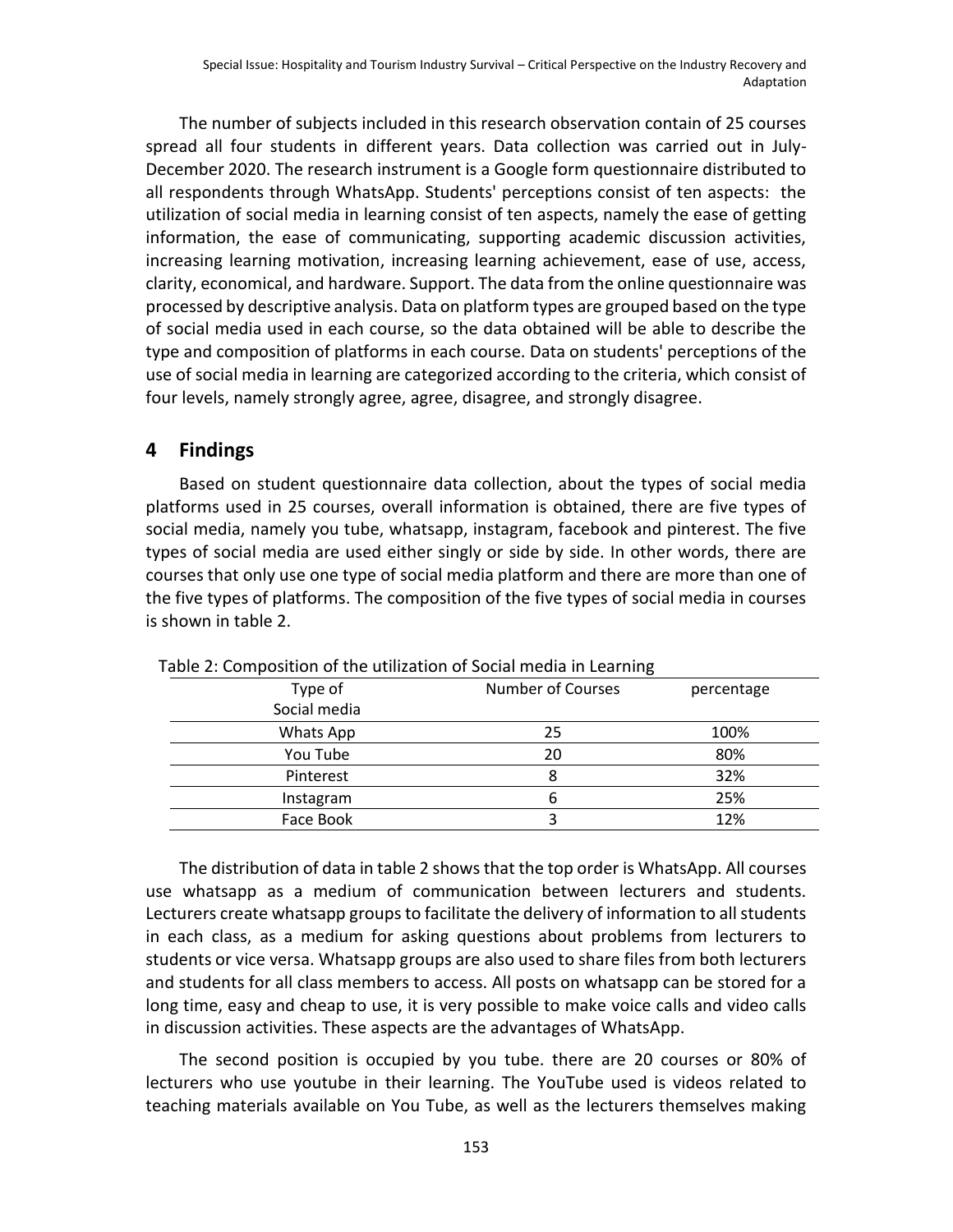The number of subjects included in this research observation contain of 25 courses spread all four students in different years. Data collection was carried out in July-December 2020. The research instrument is a Google form questionnaire distributed to all respondents through WhatsApp. Students' perceptions consist of ten aspects: the utilization of social media in learning consist of ten aspects, namely the ease of getting information, the ease of communicating, supporting academic discussion activities, increasing learning motivation, increasing learning achievement, ease of use, access, clarity, economical, and hardware. Support. The data from the online questionnaire was processed by descriptive analysis. Data on platform types are grouped based on the type of social media used in each course, so the data obtained will be able to describe the type and composition of platforms in each course. Data on students' perceptions of the use of social media in learning are categorized according to the criteria, which consist of four levels, namely strongly agree, agree, disagree, and strongly disagree.

## 4 Findings

Based on student questionnaire data collection, about the types of social media platforms used in 25 courses, overall information is obtained, there are five types of social media, namely you tube, whatsapp, instagram, facebook and pinterest. The five types of social media are used either singly or side by side. In other words, there are courses that only use one type of social media platform and there are more than one of the five types of platforms. The composition of the five types of social media in courses is shown in table 2.

Table 2: Composition of the utilization of Social media in Learning

| Type of Social media | Number of Courses | percentage |
|---|---|---|
| Whats App | 25 | 100% |
| You Tube | 20 | 80% |
| Pinterest | 8 | 32% |
| Instagram | 6 | 25% |
| Face Book | 3 | 12% |

The distribution of data in table 2 shows that the top order is WhatsApp. All courses use whatsapp as a medium of communication between lecturers and students. Lecturers create whatsapp groups to facilitate the delivery of information to all students in each class, as a medium for asking questions about problems from lecturers to students or vice versa. Whatsapp groups are also used to share files from both lecturers and students for all class members to access. All posts on whatsapp can be stored for a long time, easy and cheap to use, it is very possible to make voice calls and video calls in discussion activities. These aspects are the advantages of WhatsApp.

The second position is occupied by you tube. there are 20 courses or 80% of lecturers who use youtube in their learning. The YouTube used is videos related to teaching materials available on You Tube, as well as the lecturers themselves making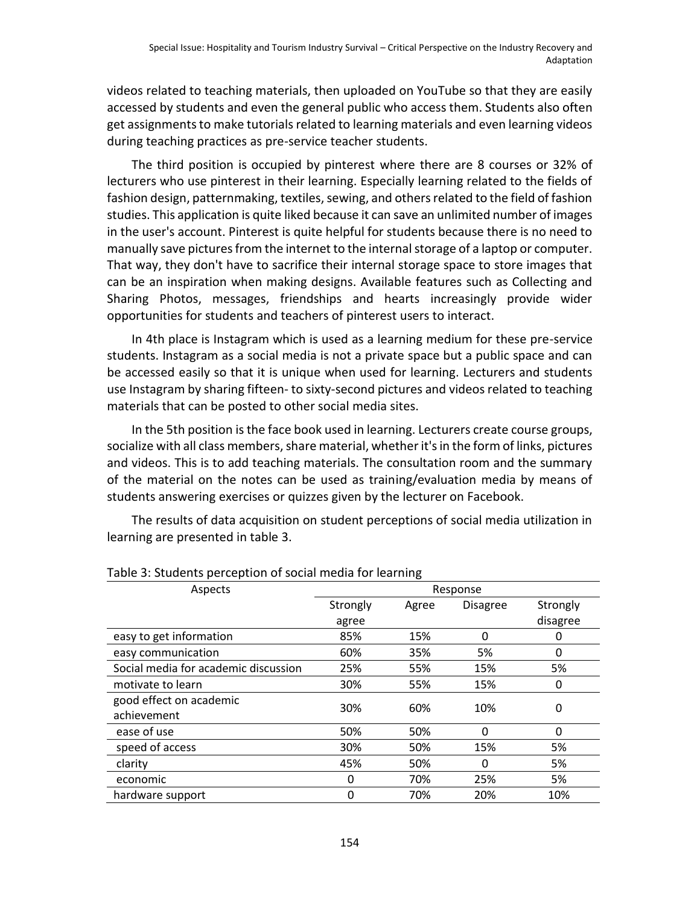videos related to teaching materials, then uploaded on YouTube so that they are easily accessed by students and even the general public who access them. Students also often get assignments to make tutorials related to learning materials and even learning videos during teaching practices as pre-service teacher students.

The third position is occupied by pinterest where there are 8 courses or 32% of lecturers who use pinterest in their learning. Especially learning related to the fields of fashion design, patternmaking, textiles, sewing, and others related to the field of fashion studies. This application is quite liked because it can save an unlimited number of images in the user's account. Pinterest is quite helpful for students because there is no need to manually save pictures from the internet to the internal storage of a laptop or computer. That way, they don't have to sacrifice their internal storage space to store images that can be an inspiration when making designs. Available features such as Collecting and Sharing Photos, messages, friendships and hearts increasingly provide wider opportunities for students and teachers of pinterest users to interact.

In 4th place is Instagram which is used as a learning medium for these pre-service students. Instagram as a social media is not a private space but a public space and can be accessed easily so that it is unique when used for learning. Lecturers and students use Instagram by sharing fifteen- to sixty-second pictures and videos related to teaching materials that can be posted to other social media sites.

In the 5th position is the face book used in learning. Lecturers create course groups, socialize with all class members, share material, whether it's in the form of links, pictures and videos. This is to add teaching materials. The consultation room and the summary of the material on the notes can be used as training/evaluation media by means of students answering exercises or quizzes given by the lecturer on Facebook.

The results of data acquisition on student perceptions of social media utilization in learning are presented in table 3.

Table 3: Students perception of social media for learning

| Aspects | Response | | | |
|---|---|---|---|---|
| | Strongly agree | Agree | Disagree | Strongly disagree |
| easy to get information | 85% | 15% | 0 | 0 |
| easy communication | 60% | 35% | 5% | 0 |
| Social media for academic discussion | 25% | 55% | 15% | 5% |
| motivate to learn | 30% | 55% | 15% | 0 |
| good effect on academic achievement | 30% | 60% | 10% | 0 |
| ease of use | 50% | 50% | 0 | 0 |
| speed of access | 30% | 50% | 15% | 5% |
| clarity | 45% | 50% | 0 | 5% |
| economic | 0 | 70% | 25% | 5% |
| hardware support | 0 | 70% | 20% | 10% |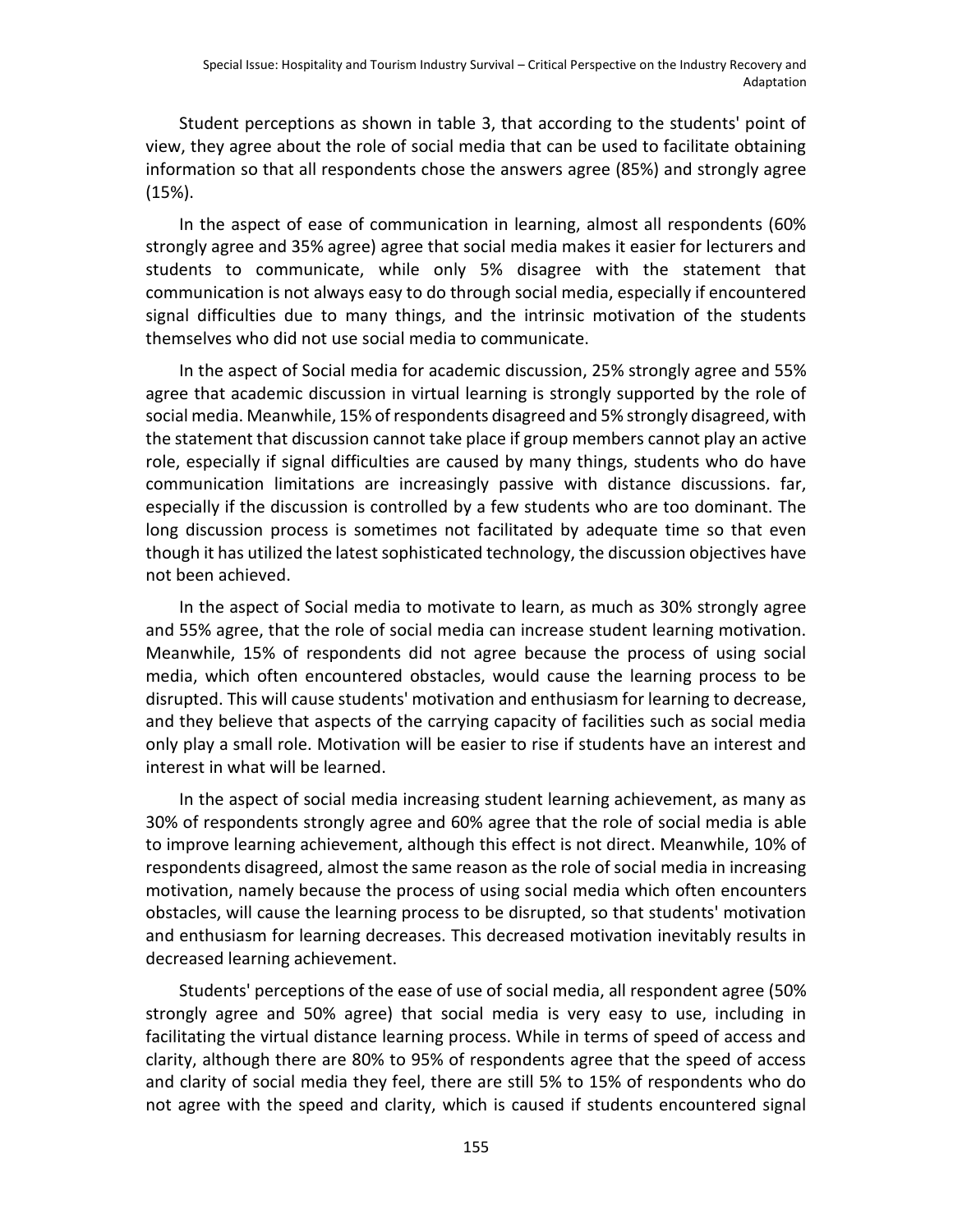Student perceptions as shown in table 3, that according to the students' point of view, they agree about the role of social media that can be used to facilitate obtaining information so that all respondents chose the answers agree (85%) and strongly agree (15%).

In the aspect of ease of communication in learning, almost all respondents (60% strongly agree and 35% agree) agree that social media makes it easier for lecturers and students to communicate, while only 5% disagree with the statement that communication is not always easy to do through social media, especially if encountered signal difficulties due to many things, and the intrinsic motivation of the students themselves who did not use social media to communicate.

In the aspect of Social media for academic discussion, 25% strongly agree and 55% agree that academic discussion in virtual learning is strongly supported by the role of social media. Meanwhile, 15% of respondents disagreed and 5% strongly disagreed, with the statement that discussion cannot take place if group members cannot play an active role, especially if signal difficulties are caused by many things, students who do have communication limitations are increasingly passive with distance discussions. far, especially if the discussion is controlled by a few students who are too dominant. The long discussion process is sometimes not facilitated by adequate time so that even though it has utilized the latest sophisticated technology, the discussion objectives have not been achieved.

In the aspect of Social media to motivate to learn, as much as 30% strongly agree and 55% agree, that the role of social media can increase student learning motivation. Meanwhile, 15% of respondents did not agree because the process of using social media, which often encountered obstacles, would cause the learning process to be disrupted. This will cause students' motivation and enthusiasm for learning to decrease, and they believe that aspects of the carrying capacity of facilities such as social media only play a small role. Motivation will be easier to rise if students have an interest and interest in what will be learned.

In the aspect of social media increasing student learning achievement, as many as 30% of respondents strongly agree and 60% agree that the role of social media is able to improve learning achievement, although this effect is not direct. Meanwhile, 10% of respondents disagreed, almost the same reason as the role of social media in increasing motivation, namely because the process of using social media which often encounters obstacles, will cause the learning process to be disrupted, so that students' motivation and enthusiasm for learning decreases. This decreased motivation inevitably results in decreased learning achievement.

Students' perceptions of the ease of use of social media, all respondent agree (50% strongly agree and 50% agree) that social media is very easy to use, including in facilitating the virtual distance learning process. While in terms of speed of access and clarity, although there are 80% to 95% of respondents agree that the speed of access and clarity of social media they feel, there are still 5% to 15% of respondents who do not agree with the speed and clarity, which is caused if students encountered signal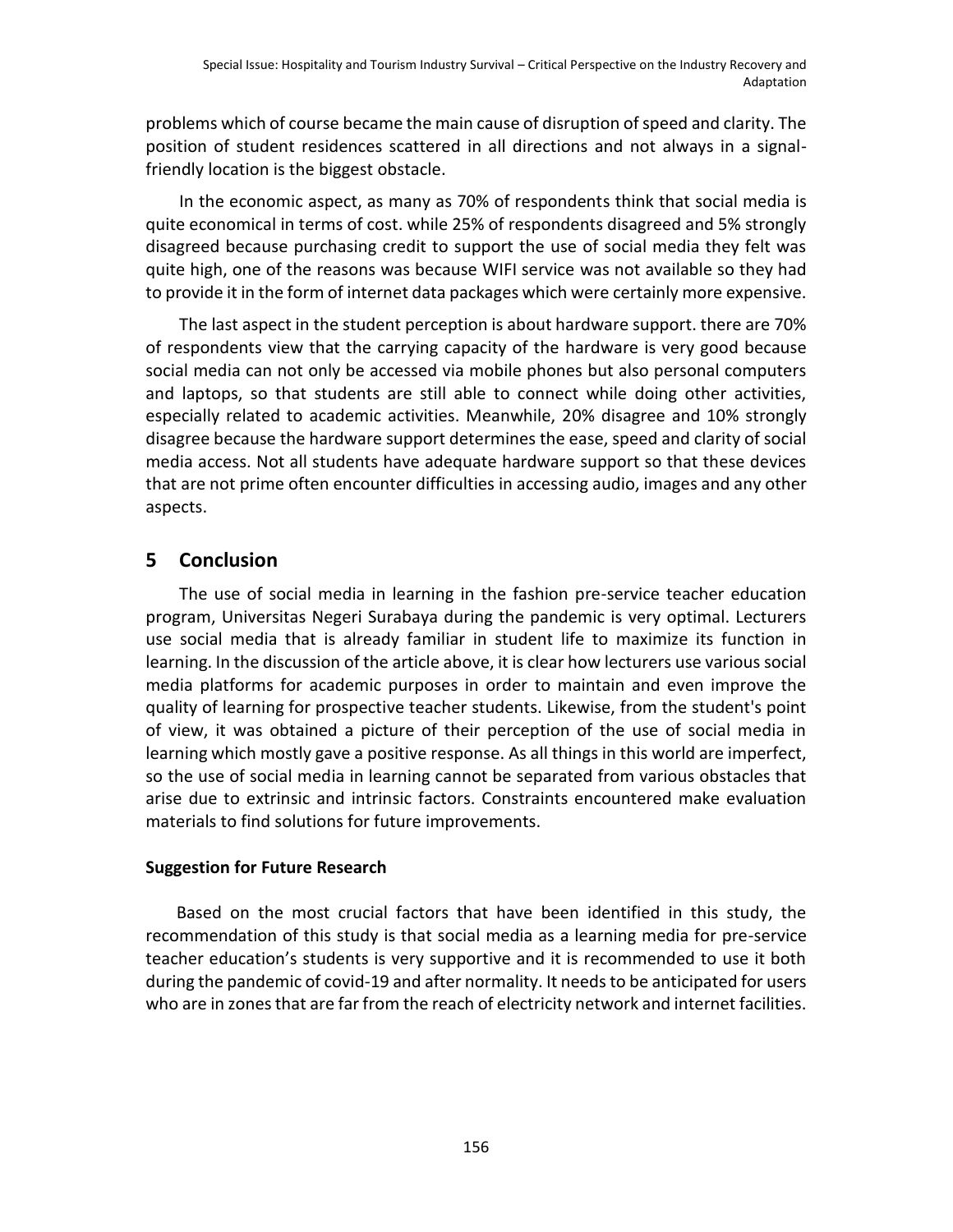problems which of course became the main cause of disruption of speed and clarity. The position of student residences scattered in all directions and not always in a signal-friendly location is the biggest obstacle.

In the economic aspect, as many as 70% of respondents think that social media is quite economical in terms of cost. while 25% of respondents disagreed and 5% strongly disagreed because purchasing credit to support the use of social media they felt was quite high, one of the reasons was because WIFI service was not available so they had to provide it in the form of internet data packages which were certainly more expensive.

The last aspect in the student perception is about hardware support. there are 70% of respondents view that the carrying capacity of the hardware is very good because social media can not only be accessed via mobile phones but also personal computers and laptops, so that students are still able to connect while doing other activities, especially related to academic activities. Meanwhile, 20% disagree and 10% strongly disagree because the hardware support determines the ease, speed and clarity of social media access. Not all students have adequate hardware support so that these devices that are not prime often encounter difficulties in accessing audio, images and any other aspects.

## 5 Conclusion

The use of social media in learning in the fashion pre-service teacher education program, Universitas Negeri Surabaya during the pandemic is very optimal. Lecturers use social media that is already familiar in student life to maximize its function in learning. In the discussion of the article above, it is clear how lecturers use various social media platforms for academic purposes in order to maintain and even improve the quality of learning for prospective teacher students. Likewise, from the student's point of view, it was obtained a picture of their perception of the use of social media in learning which mostly gave a positive response. As all things in this world are imperfect, so the use of social media in learning cannot be separated from various obstacles that arise due to extrinsic and intrinsic factors. Constraints encountered make evaluation materials to find solutions for future improvements.

### Suggestion for Future Research

Based on the most crucial factors that have been identified in this study, the recommendation of this study is that social media as a learning media for pre-service teacher education's students is very supportive and it is recommended to use it both during the pandemic of covid-19 and after normality. It needs to be anticipated for users who are in zones that are far from the reach of electricity network and internet facilities.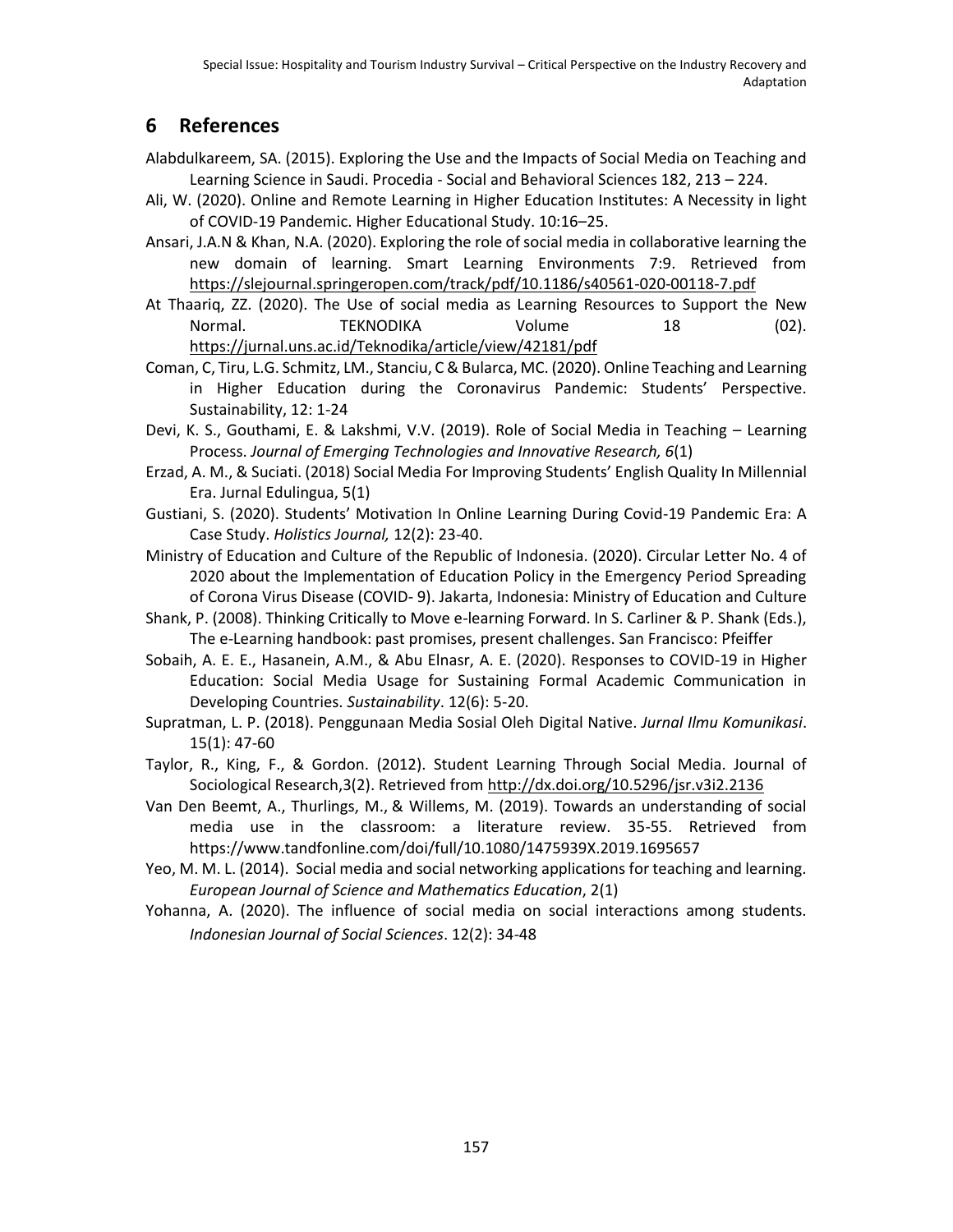## 6 References

Alabdulkareem, SA. (2015). Exploring the Use and the Impacts of Social Media on Teaching and Learning Science in Saudi. Procedia - Social and Behavioral Sciences 182, 213 – 224.

Ali, W. (2020). Online and Remote Learning in Higher Education Institutes: A Necessity in light of COVID-19 Pandemic. Higher Educational Study. 10:16–25.

Ansari, J.A.N & Khan, N.A. (2020). Exploring the role of social media in collaborative learning the new domain of learning. Smart Learning Environments 7:9. Retrieved from https://slejournal.springeropen.com/track/pdf/10.1186/s40561-020-00118-7.pdf

At Thaariq, ZZ. (2020). The Use of social media as Learning Resources to Support the New Normal. TEKNODIKA Volume 18 (02). https://jurnal.uns.ac.id/Teknodika/article/view/42181/pdf

Coman, C, Tiru, L.G. Schmitz, LM., Stanciu, C & Bularca, MC. (2020). Online Teaching and Learning in Higher Education during the Coronavirus Pandemic: Students' Perspective. Sustainability, 12: 1-24

Devi, K. S., Gouthami, E. & Lakshmi, V.V. (2019). Role of Social Media in Teaching – Learning Process. *Journal of Emerging Technologies and Innovative Research, 6*(1)

Erzad, A. M., & Suciati. (2018) Social Media For Improving Students' English Quality In Millennial Era. Jurnal Edulingua, 5(1)

Gustiani, S. (2020). Students' Motivation In Online Learning During Covid-19 Pandemic Era: A Case Study. *Holistics Journal,* 12(2): 23-40.

Ministry of Education and Culture of the Republic of Indonesia. (2020). Circular Letter No. 4 of 2020 about the Implementation of Education Policy in the Emergency Period Spreading of Corona Virus Disease (COVID- 9). Jakarta, Indonesia: Ministry of Education and Culture

Shank, P. (2008). Thinking Critically to Move e-learning Forward. In S. Carliner & P. Shank (Eds.), The e-Learning handbook: past promises, present challenges. San Francisco: Pfeiffer

Sobaih, A. E. E., Hasanein, A.M., & Abu Elnasr, A. E. (2020). Responses to COVID-19 in Higher Education: Social Media Usage for Sustaining Formal Academic Communication in Developing Countries. *Sustainability*. 12(6): 5-20.

Supratman, L. P. (2018). Penggunaan Media Sosial Oleh Digital Native. *Jurnal Ilmu Komunikasi*. 15(1): 47-60

Taylor, R., King, F., & Gordon. (2012). Student Learning Through Social Media. Journal of Sociological Research,3(2). Retrieved from http://dx.doi.org/10.5296/jsr.v3i2.2136

Van Den Beemt, A., Thurlings, M., & Willems, M. (2019). Towards an understanding of social media use in the classroom: a literature review. 35-55. Retrieved from https://www.tandfonline.com/doi/full/10.1080/1475939X.2019.1695657

Yeo, M. M. L. (2014). Social media and social networking applications for teaching and learning. *European Journal of Science and Mathematics Education*, 2(1)

Yohanna, A. (2020). The influence of social media on social interactions among students. *Indonesian Journal of Social Sciences*. 12(2): 34-48